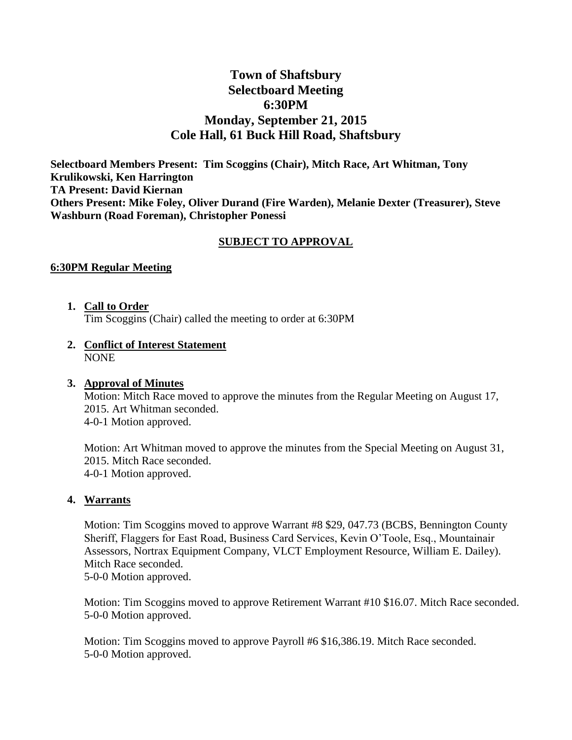# Town of Shaftsbury
# Selectboard Meeting
# 6:30PM
# Monday, September 21, 2015
# Cole Hall, 61 Buck Hill Road, Shaftsbury

**Selectboard Members Present: Tim Scoggins (Chair), Mitch Race, Art Whitman, Tony Krulikowski, Ken Harrington**
**TA Present: David Kiernan**
**Others Present: Mike Foley, Oliver Durand (Fire Warden), Melanie Dexter (Treasurer), Steve Washburn (Road Foreman), Christopher Ponessi**

**SUBJECT TO APPROVAL**

**6:30PM Regular Meeting**

1. **Call to Order**
   Tim Scoggins (Chair) called the meeting to order at 6:30PM

2. **Conflict of Interest Statement**
   NONE

3. **Approval of Minutes**
   Motion: Mitch Race moved to approve the minutes from the Regular Meeting on August 17, 2015. Art Whitman seconded.
   4-0-1 Motion approved.

   Motion: Art Whitman moved to approve the minutes from the Special Meeting on August 31, 2015. Mitch Race seconded.
   4-0-1 Motion approved.

4. **Warrants**

   Motion: Tim Scoggins moved to approve Warrant #8 $29, 047.73 (BCBS, Bennington County Sheriff, Flaggers for East Road, Business Card Services, Kevin O'Toole, Esq., Mountainair Assessors, Nortrax Equipment Company, VLCT Employment Resource, William E. Dailey). Mitch Race seconded.
   5-0-0 Motion approved.

   Motion: Tim Scoggins moved to approve Retirement Warrant #10 $16.07. Mitch Race seconded.
   5-0-0 Motion approved.

   Motion: Tim Scoggins moved to approve Payroll #6 $16,386.19. Mitch Race seconded.
   5-0-0 Motion approved.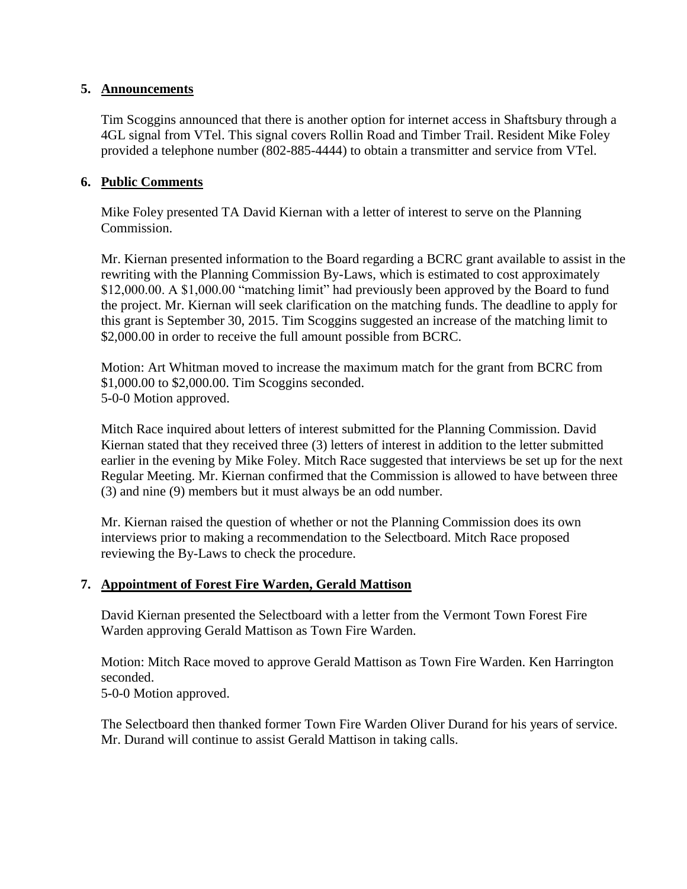## 5. Announcements

Tim Scoggins announced that there is another option for internet access in Shaftsbury through a 4GL signal from VTel. This signal covers Rollin Road and Timber Trail. Resident Mike Foley provided a telephone number (802-885-4444) to obtain a transmitter and service from VTel.

## 6. Public Comments

Mike Foley presented TA David Kiernan with a letter of interest to serve on the Planning Commission.

Mr. Kiernan presented information to the Board regarding a BCRC grant available to assist in the rewriting with the Planning Commission By-Laws, which is estimated to cost approximately $12,000.00. A $1,000.00 "matching limit" had previously been approved by the Board to fund the project. Mr. Kiernan will seek clarification on the matching funds. The deadline to apply for this grant is September 30, 2015. Tim Scoggins suggested an increase of the matching limit to $2,000.00 in order to receive the full amount possible from BCRC.

Motion: Art Whitman moved to increase the maximum match for the grant from BCRC from $1,000.00 to $2,000.00. Tim Scoggins seconded.
5-0-0 Motion approved.

Mitch Race inquired about letters of interest submitted for the Planning Commission. David Kiernan stated that they received three (3) letters of interest in addition to the letter submitted earlier in the evening by Mike Foley. Mitch Race suggested that interviews be set up for the next Regular Meeting. Mr. Kiernan confirmed that the Commission is allowed to have between three (3) and nine (9) members but it must always be an odd number.

Mr. Kiernan raised the question of whether or not the Planning Commission does its own interviews prior to making a recommendation to the Selectboard. Mitch Race proposed reviewing the By-Laws to check the procedure.

## 7. Appointment of Forest Fire Warden, Gerald Mattison

David Kiernan presented the Selectboard with a letter from the Vermont Town Forest Fire Warden approving Gerald Mattison as Town Fire Warden.

Motion: Mitch Race moved to approve Gerald Mattison as Town Fire Warden. Ken Harrington seconded.
5-0-0 Motion approved.

The Selectboard then thanked former Town Fire Warden Oliver Durand for his years of service. Mr. Durand will continue to assist Gerald Mattison in taking calls.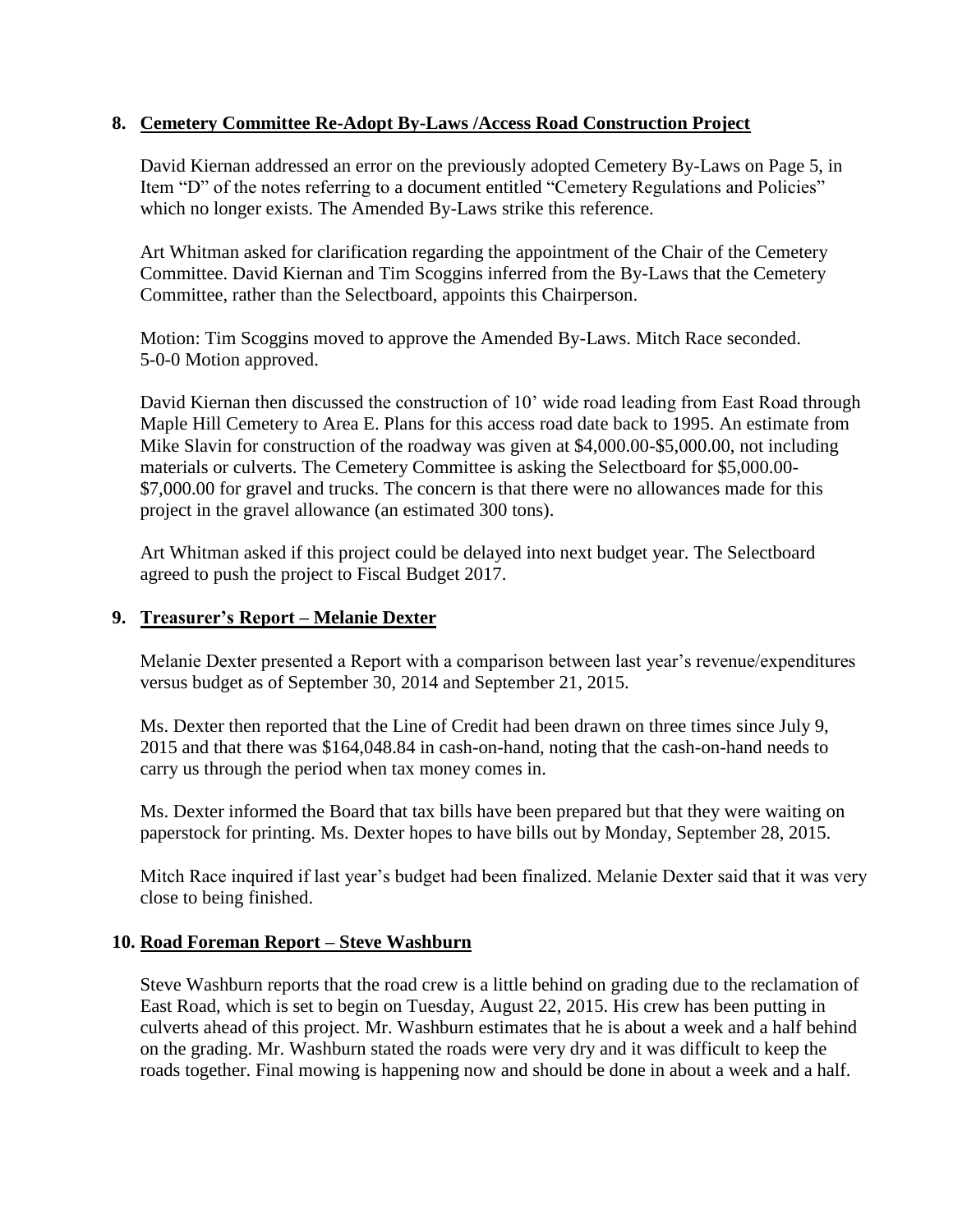## 8. Cemetery Committee Re-Adopt By-Laws /Access Road Construction Project

David Kiernan addressed an error on the previously adopted Cemetery By-Laws on Page 5, in Item "D" of the notes referring to a document entitled "Cemetery Regulations and Policies" which no longer exists. The Amended By-Laws strike this reference.

Art Whitman asked for clarification regarding the appointment of the Chair of the Cemetery Committee. David Kiernan and Tim Scoggins inferred from the By-Laws that the Cemetery Committee, rather than the Selectboard, appoints this Chairperson.

Motion: Tim Scoggins moved to approve the Amended By-Laws. Mitch Race seconded.
5-0-0 Motion approved.

David Kiernan then discussed the construction of 10' wide road leading from East Road through Maple Hill Cemetery to Area E. Plans for this access road date back to 1995. An estimate from Mike Slavin for construction of the roadway was given at $4,000.00-$5,000.00, not including materials or culverts. The Cemetery Committee is asking the Selectboard for $5,000.00-$7,000.00 for gravel and trucks. The concern is that there were no allowances made for this project in the gravel allowance (an estimated 300 tons).

Art Whitman asked if this project could be delayed into next budget year. The Selectboard agreed to push the project to Fiscal Budget 2017.

## 9. Treasurer's Report – Melanie Dexter

Melanie Dexter presented a Report with a comparison between last year's revenue/expenditures versus budget as of September 30, 2014 and September 21, 2015.

Ms. Dexter then reported that the Line of Credit had been drawn on three times since July 9, 2015 and that there was $164,048.84 in cash-on-hand, noting that the cash-on-hand needs to carry us through the period when tax money comes in.

Ms. Dexter informed the Board that tax bills have been prepared but that they were waiting on paperstock for printing. Ms. Dexter hopes to have bills out by Monday, September 28, 2015.

Mitch Race inquired if last year's budget had been finalized. Melanie Dexter said that it was very close to being finished.

## 10. Road Foreman Report – Steve Washburn

Steve Washburn reports that the road crew is a little behind on grading due to the reclamation of East Road, which is set to begin on Tuesday, August 22, 2015. His crew has been putting in culverts ahead of this project. Mr. Washburn estimates that he is about a week and a half behind on the grading. Mr. Washburn stated the roads were very dry and it was difficult to keep the roads together. Final mowing is happening now and should be done in about a week and a half.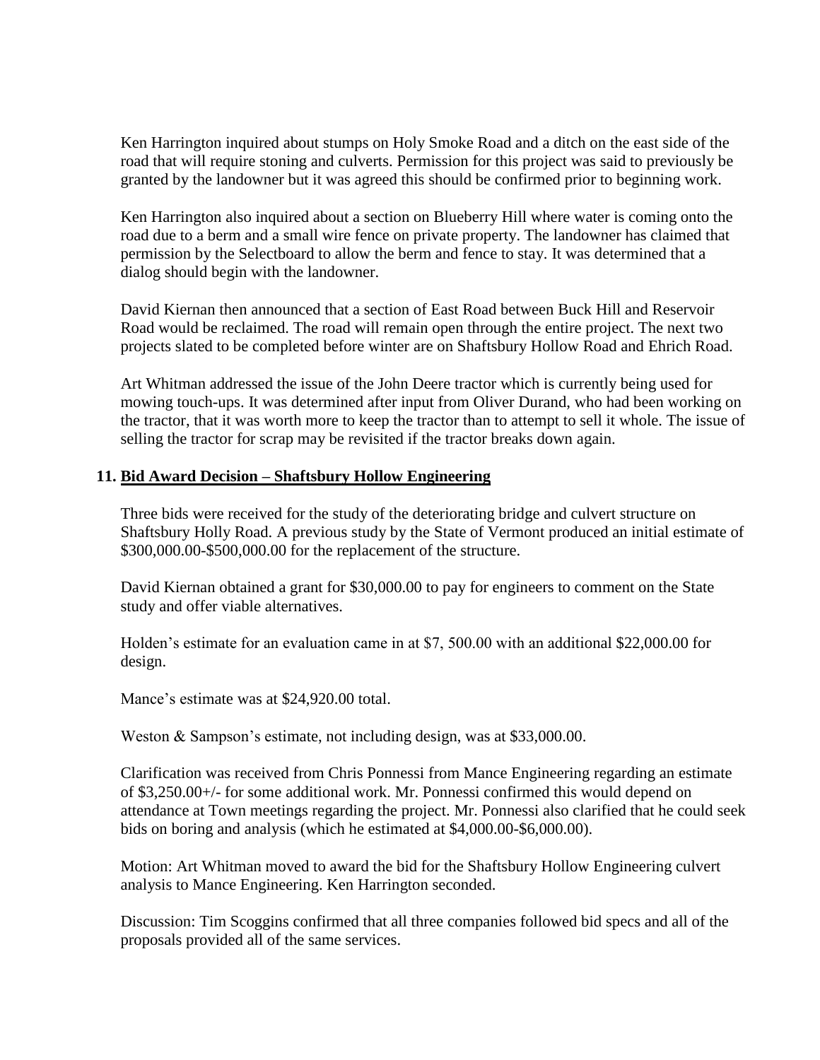Ken Harrington inquired about stumps on Holy Smoke Road and a ditch on the east side of the road that will require stoning and culverts. Permission for this project was said to previously be granted by the landowner but it was agreed this should be confirmed prior to beginning work.

Ken Harrington also inquired about a section on Blueberry Hill where water is coming onto the road due to a berm and a small wire fence on private property. The landowner has claimed that permission by the Selectboard to allow the berm and fence to stay. It was determined that a dialog should begin with the landowner.

David Kiernan then announced that a section of East Road between Buck Hill and Reservoir Road would be reclaimed. The road will remain open through the entire project. The next two projects slated to be completed before winter are on Shaftsbury Hollow Road and Ehrich Road.

Art Whitman addressed the issue of the John Deere tractor which is currently being used for mowing touch-ups. It was determined after input from Oliver Durand, who had been working on the tractor, that it was worth more to keep the tractor than to attempt to sell it whole. The issue of selling the tractor for scrap may be revisited if the tractor breaks down again.

**11. <u>Bid Award Decision – Shaftsbury Hollow Engineering</u>**

Three bids were received for the study of the deteriorating bridge and culvert structure on Shaftsbury Holly Road. A previous study by the State of Vermont produced an initial estimate of $300,000.00-$500,000.00 for the replacement of the structure.

David Kiernan obtained a grant for $30,000.00 to pay for engineers to comment on the State study and offer viable alternatives.

Holden's estimate for an evaluation came in at $7, 500.00 with an additional $22,000.00 for design.

Mance's estimate was at $24,920.00 total.

Weston & Sampson's estimate, not including design, was at $33,000.00.

Clarification was received from Chris Ponnessi from Mance Engineering regarding an estimate of $3,250.00+/- for some additional work. Mr. Ponnessi confirmed this would depend on attendance at Town meetings regarding the project. Mr. Ponnessi also clarified that he could seek bids on boring and analysis (which he estimated at $4,000.00-$6,000.00).

Motion: Art Whitman moved to award the bid for the Shaftsbury Hollow Engineering culvert analysis to Mance Engineering. Ken Harrington seconded.

Discussion: Tim Scoggins confirmed that all three companies followed bid specs and all of the proposals provided all of the same services.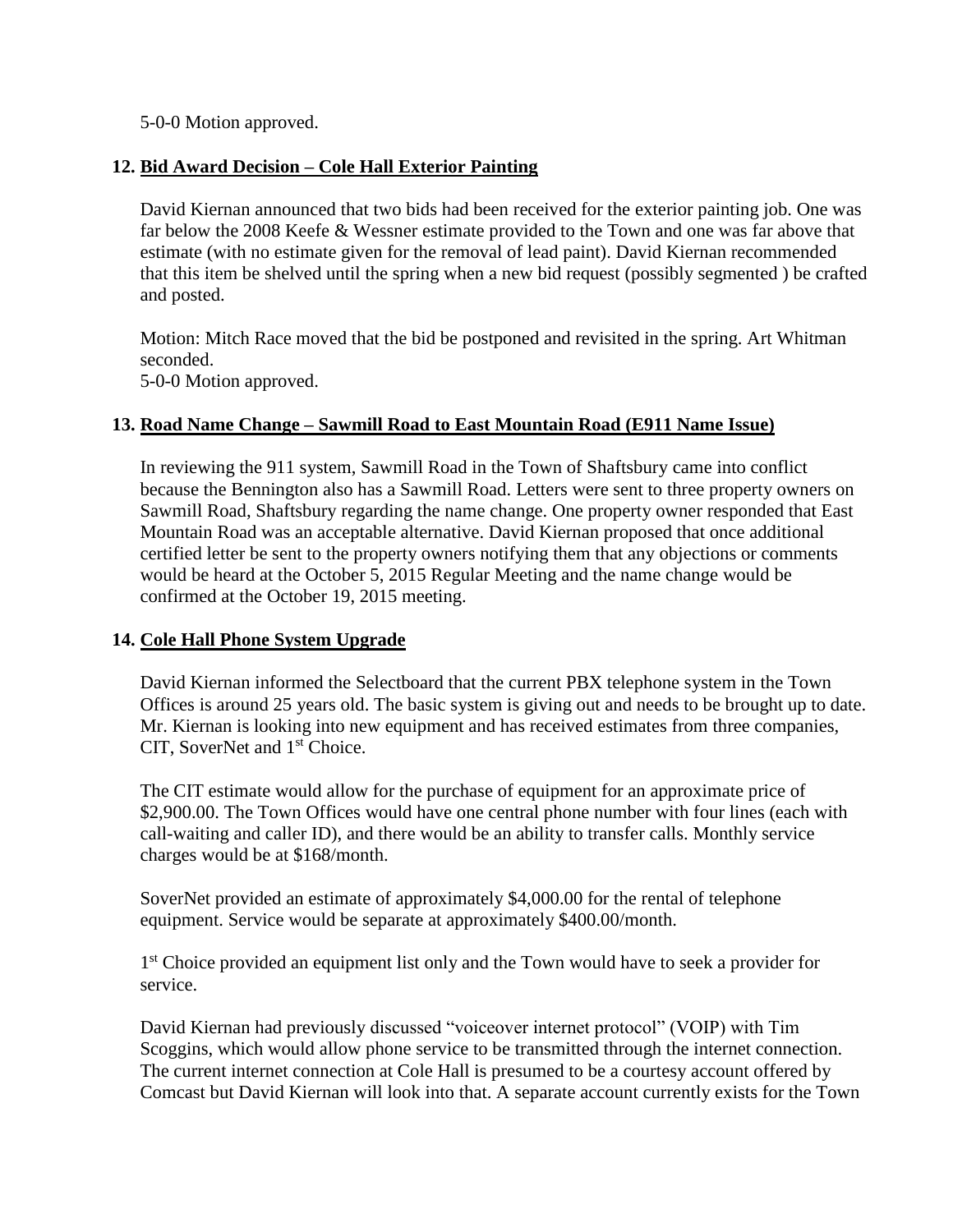5-0-0 Motion approved.

**12. <u>Bid Award Decision – Cole Hall Exterior Painting</u>**

David Kiernan announced that two bids had been received for the exterior painting job. One was far below the 2008 Keefe & Wessner estimate provided to the Town and one was far above that estimate (with no estimate given for the removal of lead paint). David Kiernan recommended that this item be shelved until the spring when a new bid request (possibly segmented ) be crafted and posted.

Motion: Mitch Race moved that the bid be postponed and revisited in the spring. Art Whitman seconded.
5-0-0 Motion approved.

**13. <u>Road Name Change – Sawmill Road to East Mountain Road (E911 Name Issue)</u>**

In reviewing the 911 system, Sawmill Road in the Town of Shaftsbury came into conflict because the Bennington also has a Sawmill Road. Letters were sent to three property owners on Sawmill Road, Shaftsbury regarding the name change. One property owner responded that East Mountain Road was an acceptable alternative. David Kiernan proposed that once additional certified letter be sent to the property owners notifying them that any objections or comments would be heard at the October 5, 2015 Regular Meeting and the name change would be confirmed at the October 19, 2015 meeting.

**14. <u>Cole Hall Phone System Upgrade</u>**

David Kiernan informed the Selectboard that the current PBX telephone system in the Town Offices is around 25 years old. The basic system is giving out and needs to be brought up to date. Mr. Kiernan is looking into new equipment and has received estimates from three companies, CIT, SoverNet and 1st Choice.

The CIT estimate would allow for the purchase of equipment for an approximate price of \$2,900.00. The Town Offices would have one central phone number with four lines (each with call-waiting and caller ID), and there would be an ability to transfer calls. Monthly service charges would be at \$168/month.

SoverNet provided an estimate of approximately \$4,000.00 for the rental of telephone equipment. Service would be separate at approximately \$400.00/month.

1st Choice provided an equipment list only and the Town would have to seek a provider for service.

David Kiernan had previously discussed "voiceover internet protocol" (VOIP) with Tim Scoggins, which would allow phone service to be transmitted through the internet connection. The current internet connection at Cole Hall is presumed to be a courtesy account offered by Comcast but David Kiernan will look into that. A separate account currently exists for the Town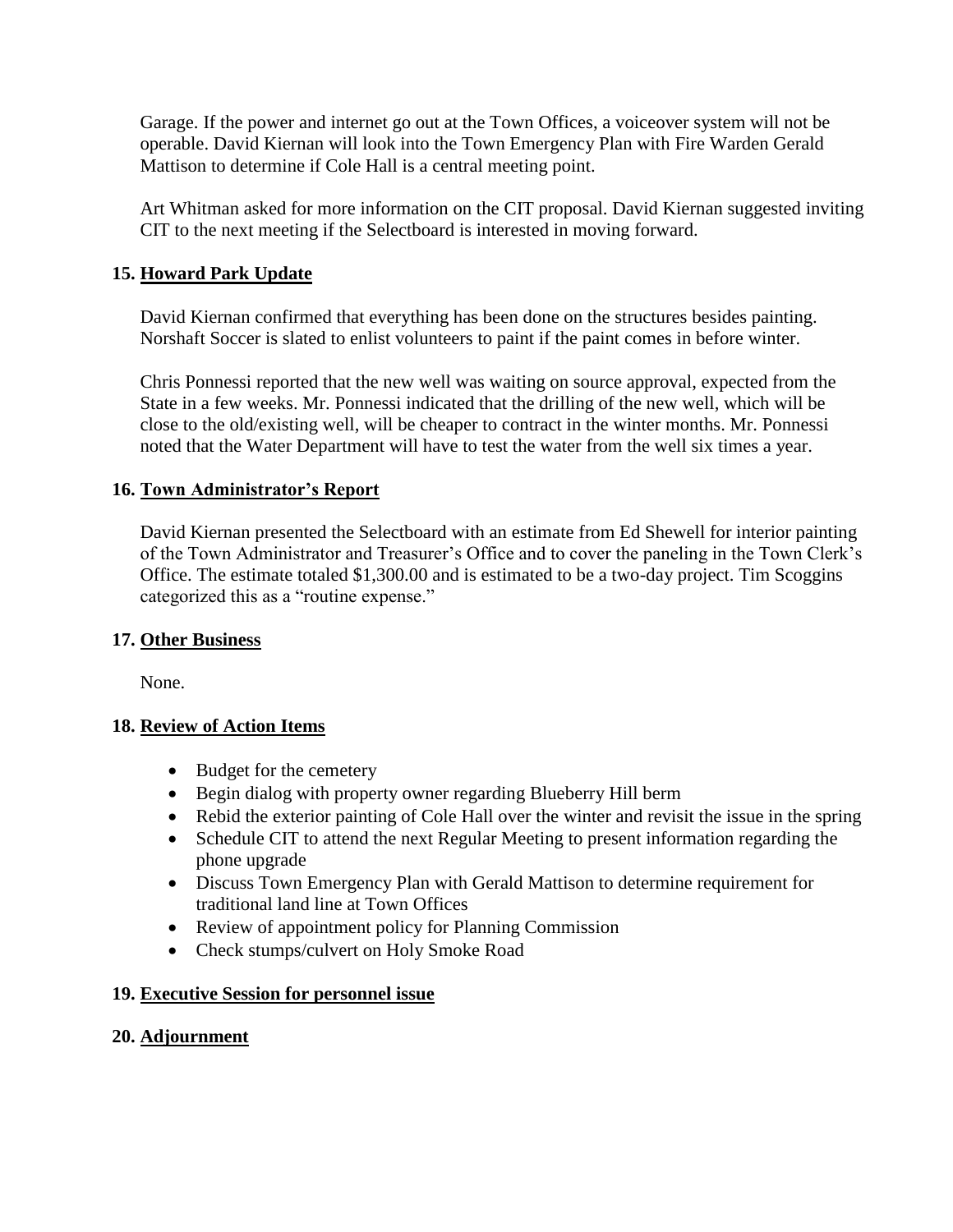Garage. If the power and internet go out at the Town Offices, a voiceover system will not be operable. David Kiernan will look into the Town Emergency Plan with Fire Warden Gerald Mattison to determine if Cole Hall is a central meeting point.

Art Whitman asked for more information on the CIT proposal. David Kiernan suggested inviting CIT to the next meeting if the Selectboard is interested in moving forward.

### 15. Howard Park Update

David Kiernan confirmed that everything has been done on the structures besides painting. Norshaft Soccer is slated to enlist volunteers to paint if the paint comes in before winter.

Chris Ponnessi reported that the new well was waiting on source approval, expected from the State in a few weeks. Mr. Ponnessi indicated that the drilling of the new well, which will be close to the old/existing well, will be cheaper to contract in the winter months. Mr. Ponnessi noted that the Water Department will have to test the water from the well six times a year.

### 16. Town Administrator's Report

David Kiernan presented the Selectboard with an estimate from Ed Shewell for interior painting of the Town Administrator and Treasurer's Office and to cover the paneling in the Town Clerk's Office. The estimate totaled $1,300.00 and is estimated to be a two-day project. Tim Scoggins categorized this as a "routine expense."

### 17. Other Business

None.

### 18. Review of Action Items

- Budget for the cemetery
- Begin dialog with property owner regarding Blueberry Hill berm
- Rebid the exterior painting of Cole Hall over the winter and revisit the issue in the spring
- Schedule CIT to attend the next Regular Meeting to present information regarding the phone upgrade
- Discuss Town Emergency Plan with Gerald Mattison to determine requirement for traditional land line at Town Offices
- Review of appointment policy for Planning Commission
- Check stumps/culvert on Holy Smoke Road

### 19. Executive Session for personnel issue

### 20. Adjournment